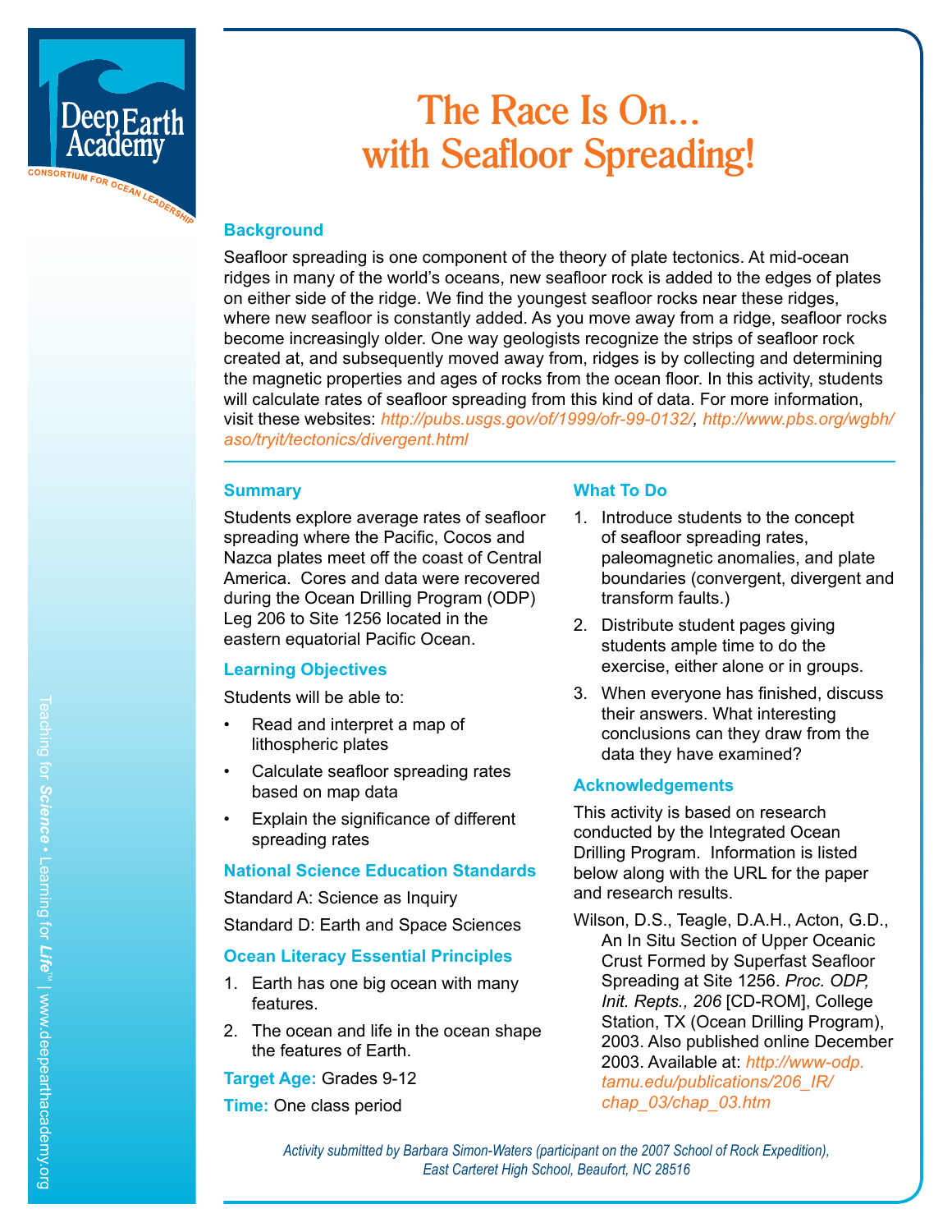# The Race Is On... with Seafloor Spreading!

## Background

Seafloor spreading is one component of the theory of plate tectonics. At mid-ocean ridges in many of the world's oceans, new seafloor rock is added to the edges of plates on either side of the ridge. We find the youngest seafloor rocks near these ridges, where new seafloor is constantly added. As you move away from a ridge, seafloor rocks become increasingly older. One way geologists recognize the strips of seafloor rock created at, and subsequently moved away from, ridges is by collecting and determining the magnetic properties and ages of rocks from the ocean floor. In this activity, students will calculate rates of seafloor spreading from this kind of data. For more information, visit these websites: http://pubs.usgs.gov/of/1999/ofr-99-0132/, http://www.pbs.org/wgbh/aso/tryit/tectonics/divergent.html

## Summary

Students explore average rates of seafloor spreading where the Pacific, Cocos and Nazca plates meet off the coast of Central America. Cores and data were recovered during the Ocean Drilling Program (ODP) Leg 206 to Site 1256 located in the eastern equatorial Pacific Ocean.

## Learning Objectives

Students will be able to:

- Read and interpret a map of lithospheric plates
- Calculate seafloor spreading rates based on map data
- Explain the significance of different spreading rates

## National Science Education Standards

Standard A: Science as Inquiry

Standard D: Earth and Space Sciences

## Ocean Literacy Essential Principles

1. Earth has one big ocean with many features.
2. The ocean and life in the ocean shape the features of Earth.

**Target Age:** Grades 9-12

**Time:** One class period

## What To Do

1. Introduce students to the concept of seafloor spreading rates, paleomagnetic anomalies, and plate boundaries (convergent, divergent and transform faults.)
2. Distribute student pages giving students ample time to do the exercise, either alone or in groups.
3. When everyone has finished, discuss their answers. What interesting conclusions can they draw from the data they have examined?

## Acknowledgements

This activity is based on research conducted by the Integrated Ocean Drilling Program. Information is listed below along with the URL for the paper and research results.

Wilson, D.S., Teagle, D.A.H., Acton, G.D., An In Situ Section of Upper Oceanic Crust Formed by Superfast Seafloor Spreading at Site 1256. *Proc. ODP, Init. Repts., 206* [CD-ROM], College Station, TX (Ocean Drilling Program), 2003. Also published online December 2003. Available at: http://www-odp.tamu.edu/publications/206_IR/chap_03/chap_03.htm

*Activity submitted by Barbara Simon-Waters (participant on the 2007 School of Rock Expedition), East Carteret High School, Beaufort, NC 28516*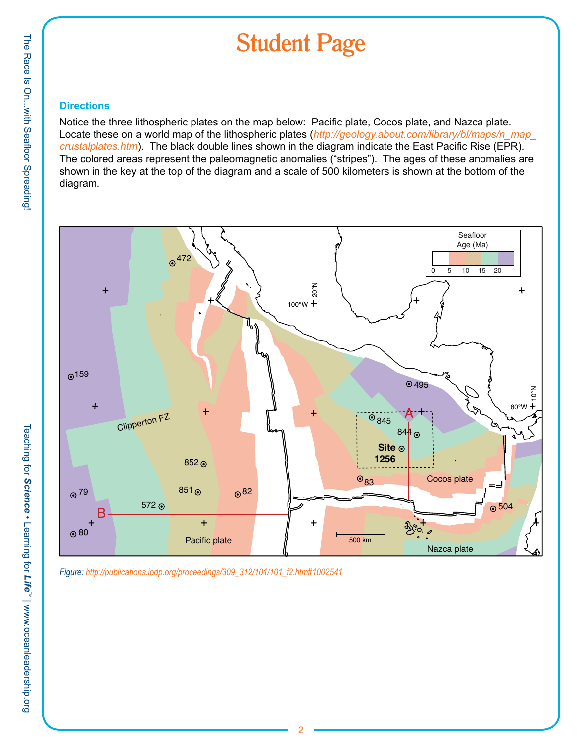# Student Page

### Directions

Notice the three lithospheric plates on the map below: Pacific plate, Cocos plate, and Nazca plate. Locate these on a world map of the lithospheric plates (*http://geology.about.com/library/bl/maps/n_map_crustalplates.htm*). The black double lines shown in the diagram indicate the East Pacific Rise (EPR). The colored areas represent the paleomagnetic anomalies ("stripes"). The ages of these anomalies are shown in the key at the top of the diagram and a scale of 500 kilometers is shown at the bottom of the diagram.

*Figure: http://publications.iodp.org/proceedings/309_312/101/101_f2.htm#1002541*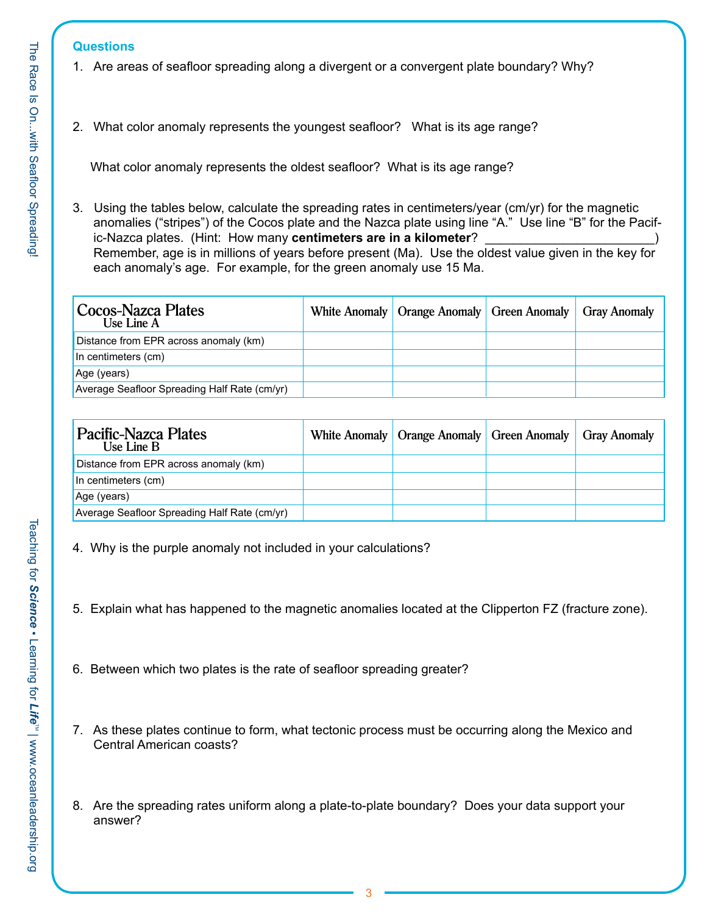## Questions

1. Are areas of seafloor spreading along a divergent or a convergent plate boundary? Why?

2. What color anomaly represents the youngest seafloor? What is its age range?

   What color anomaly represents the oldest seafloor? What is its age range?

3. Using the tables below, calculate the spreading rates in centimeters/year (cm/yr) for the magnetic anomalies (“stripes”) of the Cocos plate and the Nazca plate using line “A.” Use line “B” for the Pacific-Nazca plates. (Hint: How many **centimeters are in a kilometer**? _______________________) Remember, age is in millions of years before present (Ma). Use the oldest value given in the key for each anomaly’s age. For example, for the green anomaly use 15 Ma.

| Cocos-Nazca Plates Use Line A | White Anomaly | Orange Anomaly | Green Anomaly | Gray Anomaly |
|---|---|---|---|---|
| Distance from EPR across anomaly (km) | | | | |
| In centimeters (cm) | | | | |
| Age (years) | | | | |
| Average Seafloor Spreading Half Rate (cm/yr) | | | | |

| Pacific-Nazca Plates Use Line B | White Anomaly | Orange Anomaly | Green Anomaly | Gray Anomaly |
|---|---|---|---|---|
| Distance from EPR across anomaly (km) | | | | |
| In centimeters (cm) | | | | |
| Age (years) | | | | |
| Average Seafloor Spreading Half Rate (cm/yr) | | | | |

4. Why is the purple anomaly not included in your calculations?

5. Explain what has happened to the magnetic anomalies located at the Clipperton FZ (fracture zone).

6. Between which two plates is the rate of seafloor spreading greater?

7. As these plates continue to form, what tectonic process must be occurring along the Mexico and Central American coasts?

8. Are the spreading rates uniform along a plate-to-plate boundary? Does your data support your answer?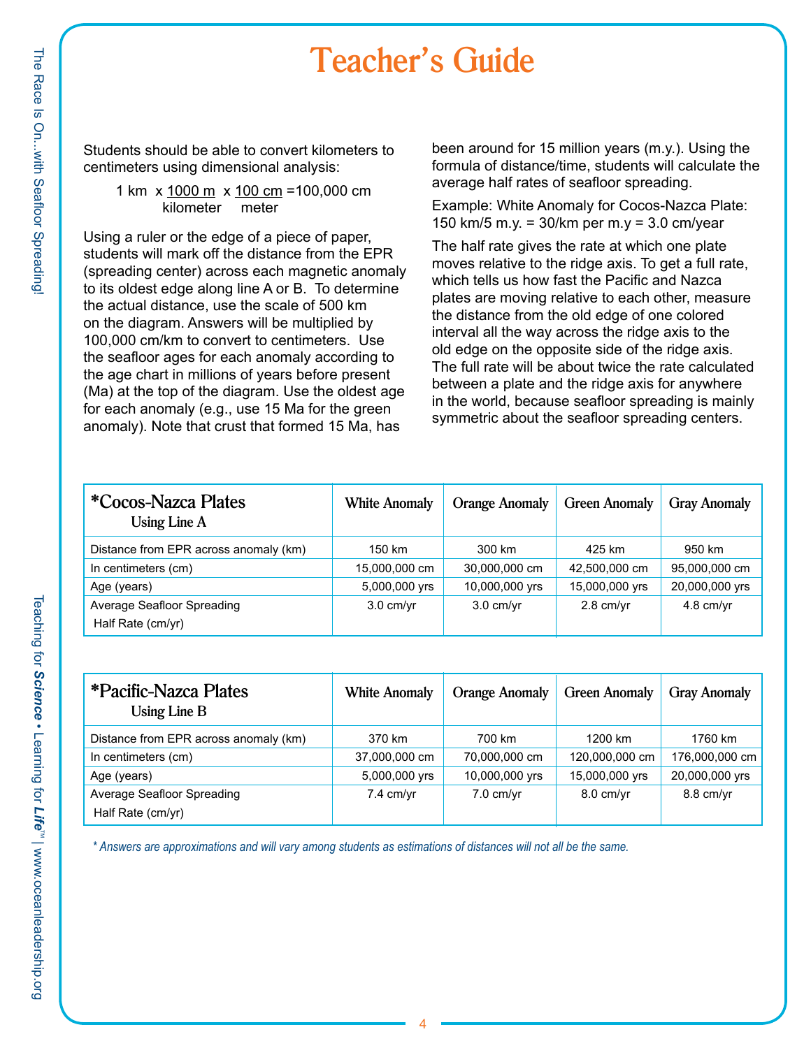# Teacher's Guide

Students should be able to convert kilometers to centimeters using dimensional analysis:

$$1 \text{ km} \times \frac{1000 \text{ m}}{\text{kilometer}} \times \frac{100 \text{ cm}}{\text{meter}} = 100{,}000 \text{ cm}$$

Using a ruler or the edge of a piece of paper, students will mark off the distance from the EPR (spreading center) across each magnetic anomaly to its oldest edge along line A or B. To determine the actual distance, use the scale of 500 km on the diagram. Answers will be multiplied by 100,000 cm/km to convert to centimeters. Use the seafloor ages for each anomaly according to the age chart in millions of years before present (Ma) at the top of the diagram. Use the oldest age for each anomaly (e.g., use 15 Ma for the green anomaly). Note that crust that formed 15 Ma, has been around for 15 million years (m.y.). Using the formula of distance/time, students will calculate the average half rates of seafloor spreading.

Example: White Anomaly for Cocos-Nazca Plate: 150 km/5 m.y. = 30/km per m.y = 3.0 cm/year

The half rate gives the rate at which one plate moves relative to the ridge axis. To get a full rate, which tells us how fast the Pacific and Nazca plates are moving relative to each other, measure the distance from the old edge of one colored interval all the way across the ridge axis to the old edge on the opposite side of the ridge axis. The full rate will be about twice the rate calculated between a plate and the ridge axis for anywhere in the world, because seafloor spreading is mainly symmetric about the seafloor spreading centers.

| *Cocos-Nazca Plates Using Line A | White Anomaly | Orange Anomaly | Green Anomaly | Gray Anomaly |
|---|---|---|---|---|
| Distance from EPR across anomaly (km) | 150 km | 300 km | 425 km | 950 km |
| In centimeters (cm) | 15,000,000 cm | 30,000,000 cm | 42,500,000 cm | 95,000,000 cm |
| Age (years) | 5,000,000 yrs | 10,000,000 yrs | 15,000,000 yrs | 20,000,000 yrs |
| Average Seafloor Spreading Half Rate (cm/yr) | 3.0 cm/yr | 3.0 cm/yr | 2.8 cm/yr | 4.8 cm/yr |

| *Pacific-Nazca Plates Using Line B | White Anomaly | Orange Anomaly | Green Anomaly | Gray Anomaly |
|---|---|---|---|---|
| Distance from EPR across anomaly (km) | 370 km | 700 km | 1200 km | 1760 km |
| In centimeters (cm) | 37,000,000 cm | 70,000,000 cm | 120,000,000 cm | 176,000,000 cm |
| Age (years) | 5,000,000 yrs | 10,000,000 yrs | 15,000,000 yrs | 20,000,000 yrs |
| Average Seafloor Spreading Half Rate (cm/yr) | 7.4 cm/yr | 7.0 cm/yr | 8.0 cm/yr | 8.8 cm/yr |

*\* Answers are approximations and will vary among students as estimations of distances will not all be the same.*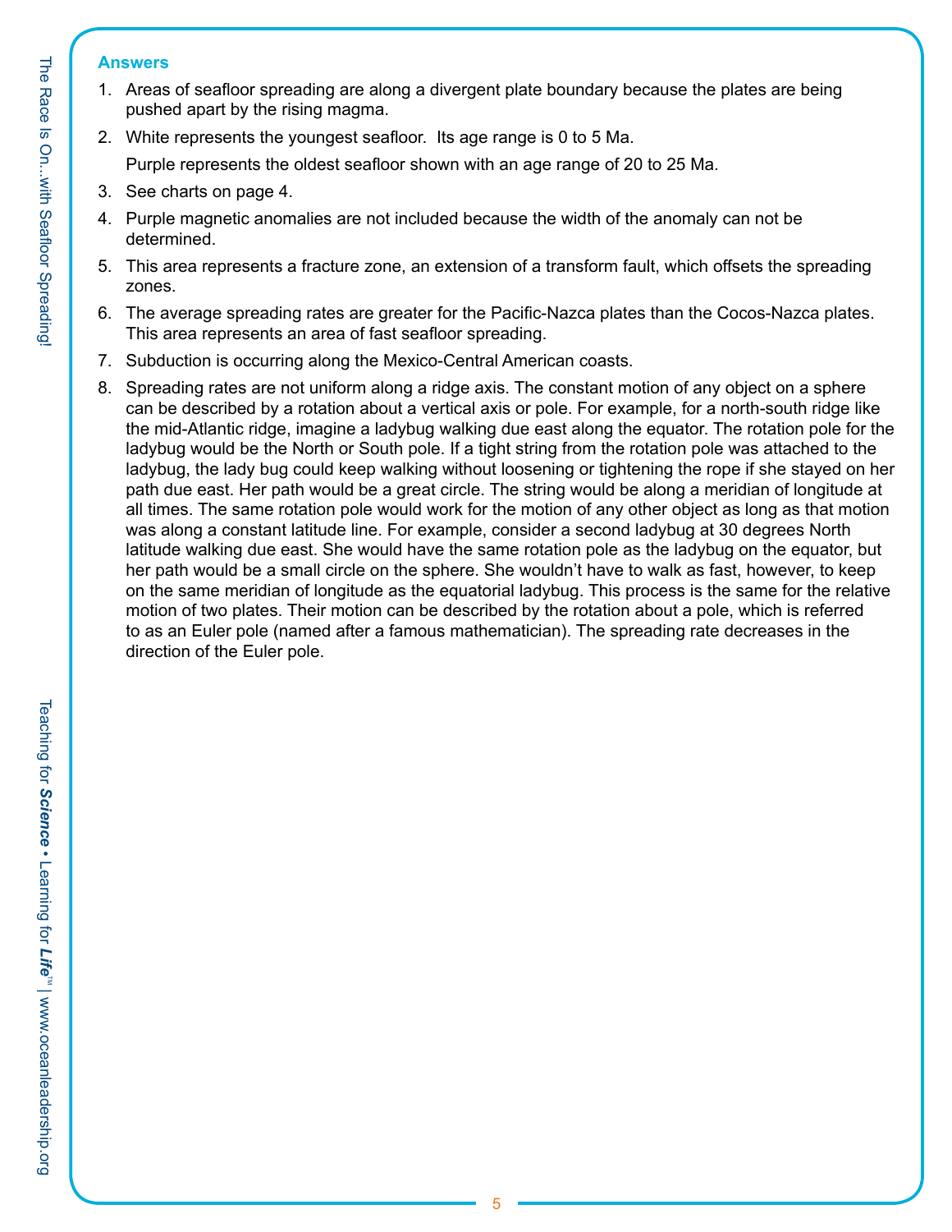## Answers

1. Areas of seafloor spreading are along a divergent plate boundary because the plates are being pushed apart by the rising magma.
2. White represents the youngest seafloor. Its age range is 0 to 5 Ma.

   Purple represents the oldest seafloor shown with an age range of 20 to 25 Ma.
3. See charts on page 4.
4. Purple magnetic anomalies are not included because the width of the anomaly can not be determined.
5. This area represents a fracture zone, an extension of a transform fault, which offsets the spreading zones.
6. The average spreading rates are greater for the Pacific-Nazca plates than the Cocos-Nazca plates. This area represents an area of fast seafloor spreading.
7. Subduction is occurring along the Mexico-Central American coasts.
8. Spreading rates are not uniform along a ridge axis. The constant motion of any object on a sphere can be described by a rotation about a vertical axis or pole. For example, for a north-south ridge like the mid-Atlantic ridge, imagine a ladybug walking due east along the equator. The rotation pole for the ladybug would be the North or South pole. If a tight string from the rotation pole was attached to the ladybug, the lady bug could keep walking without loosening or tightening the rope if she stayed on her path due east. Her path would be a great circle. The string would be along a meridian of longitude at all times. The same rotation pole would work for the motion of any other object as long as that motion was along a constant latitude line. For example, consider a second ladybug at 30 degrees North latitude walking due east. She would have the same rotation pole as the ladybug on the equator, but her path would be a small circle on the sphere. She wouldn't have to walk as fast, however, to keep on the same meridian of longitude as the equatorial ladybug. This process is the same for the relative motion of two plates. Their motion can be described by the rotation about a pole, which is referred to as an Euler pole (named after a famous mathematician). The spreading rate decreases in the direction of the Euler pole.